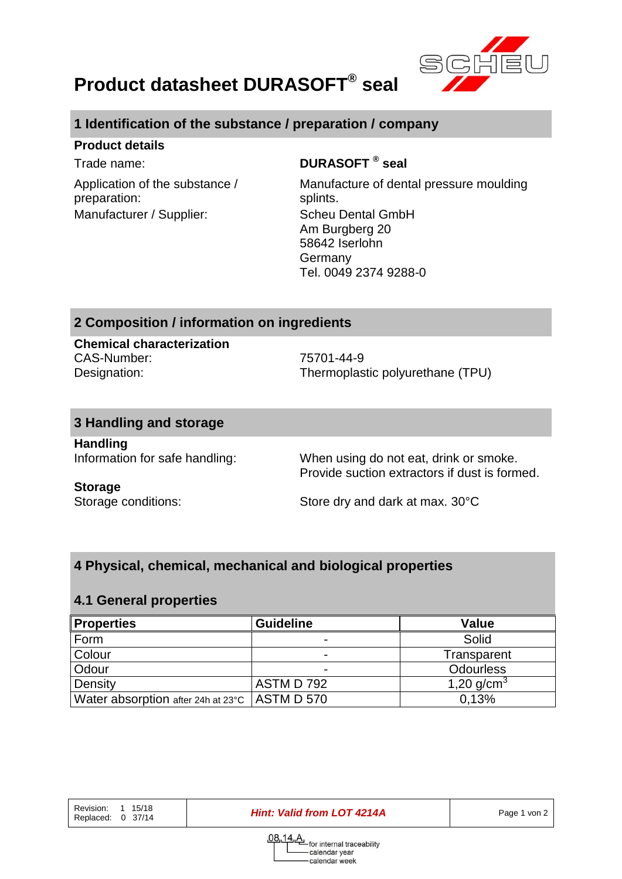# Product datasheet DURASOFT® seal

## 1 Identification of the substance / preparation / company

**Product details**

Trade name: **DURASOFT ® seal**

Application of the substance / preparation: Manufacture of dental pressure moulding splints.

Manufacturer / Supplier: Scheu Dental GmbH
Am Burgberg 20
58642 Iserlohn
Germany
Tel. 0049 2374 9288-0

## 2 Composition / information on ingredients

**Chemical characterization**

CAS-Number: 75701-44-9
Designation: Thermoplastic polyurethane (TPU)

## 3 Handling and storage

**Handling**

Information for safe handling: When using do not eat, drink or smoke. Provide suction extractors if dust is formed.

**Storage**

Storage conditions: Store dry and dark at max. 30°C

## 4 Physical, chemical, mechanical and biological properties

### 4.1 General properties

| Properties | Guideline | Value |
|---|---|---|
| Form | - | Solid |
| Colour | - | Transparent |
| Odour | - | Odourless |
| Density | ASTM D 792 | 1,20 g/cm$^3$ |
| Water absorption after 24h at 23°C | ASTM D 570 | 0,13% |

| Revision: 1 15/18<br>Replaced: 0 37/14 | *Hint: Valid from LOT 4214A* | |
|---|---|---|

08,14,A — for internal traceability; calendar year; calendar week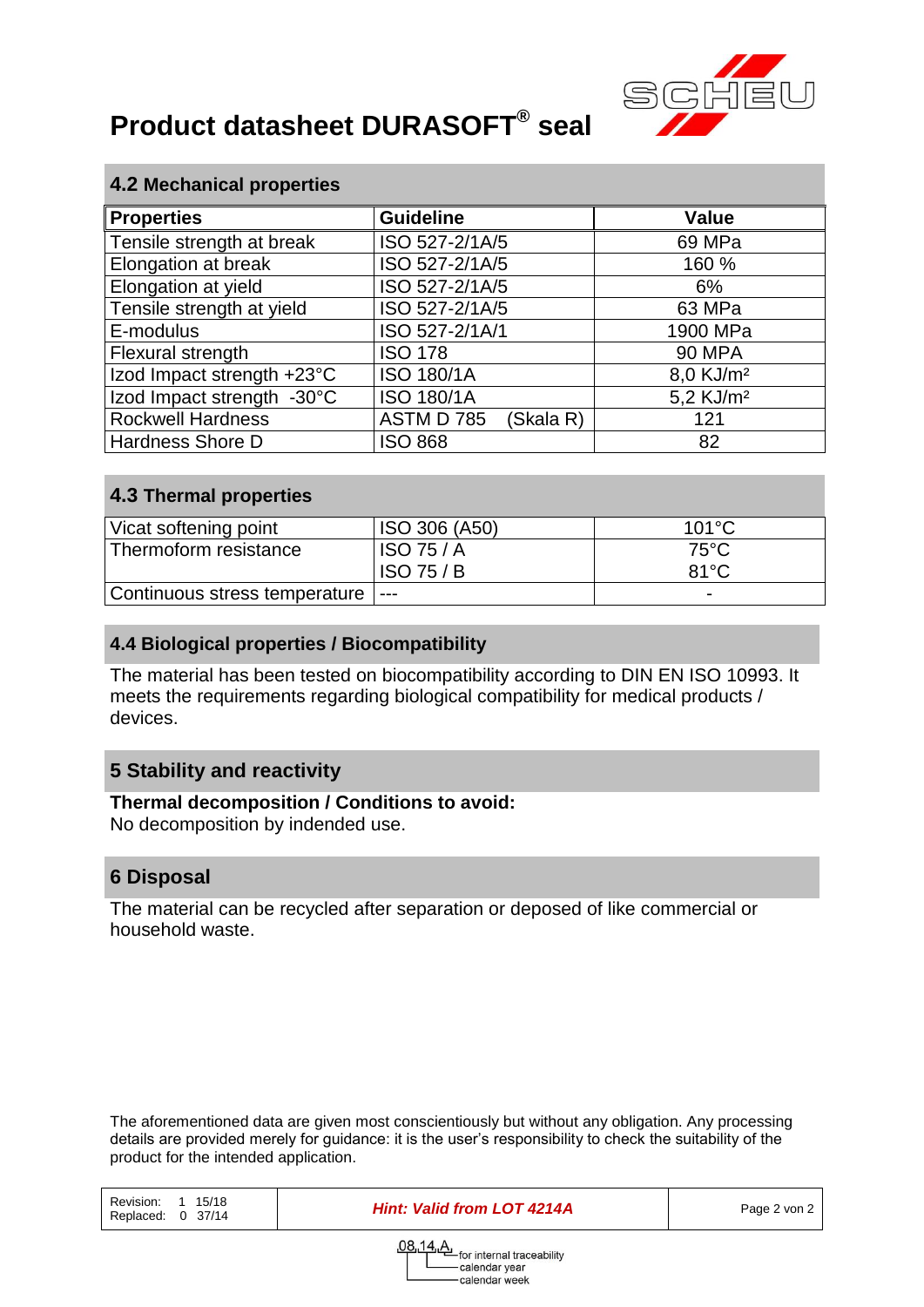# Product datasheet DURASOFT® seal

## 4.2 Mechanical properties

| Properties | Guideline | Value |
|---|---|---|
| Tensile strength at break | ISO 527-2/1A/5 | 69 MPa |
| Elongation at break | ISO 527-2/1A/5 | 160 % |
| Elongation at yield | ISO 527-2/1A/5 | 6% |
| Tensile strength at yield | ISO 527-2/1A/5 | 63 MPa |
| E-modulus | ISO 527-2/1A/1 | 1900 MPa |
| Flexural strength | ISO 178 | 90 MPA |
| Izod Impact strength +23°C | ISO 180/1A | 8,0 KJ/m² |
| Izod Impact strength -30°C | ISO 180/1A | 5,2 KJ/m² |
| Rockwell Hardness | ASTM D 785 (Skala R) | 121 |
| Hardness Shore D | ISO 868 | 82 |

## 4.3 Thermal properties

| | | |
|---|---|---|
| Vicat softening point | ISO 306 (A50) | 101°C |
| Thermoform resistance | ISO 75 / A<br>ISO 75 / B | 75°C<br>81°C |
| Continuous stress temperature | --- | - |

## 4.4 Biological properties / Biocompatibility

The material has been tested on biocompatibility according to DIN EN ISO 10993. It meets the requirements regarding biological compatibility for medical products / devices.

## 5 Stability and reactivity

**Thermal decomposition / Conditions to avoid:**
No decomposition by indended use.

## 6 Disposal

The material can be recycled after separation or deposed of like commercial or household waste.

The aforementioned data are given most conscientiously but without any obligation. Any processing details are provided merely for guidance: it is the user's responsibility to check the suitability of the product for the intended application.

| | | |
|---|---|---|
| Revision: 1 15/18<br>Replaced: 0 37/14 | ***Hint: Valid from LOT 4214A*** | |

08,14,A — for internal traceability; calendar year; calendar week